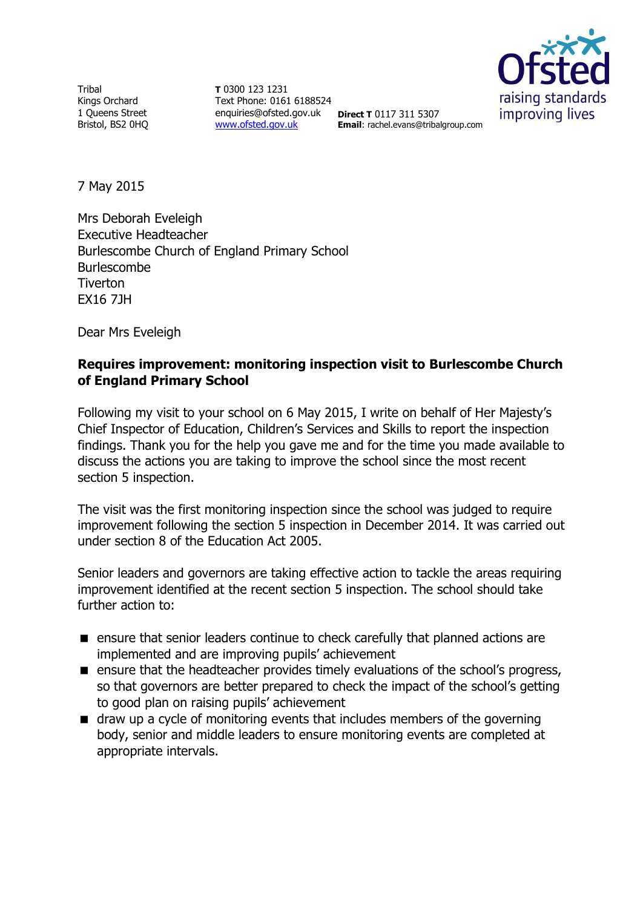Tribal
Kings Orchard
1 Queens Street
Bristol, BS2 0HQ

**T** 0300 123 1231
Text Phone: 0161 6188524
enquiries@ofsted.gov.uk
www.ofsted.gov.uk

**Direct T** 0117 311 5307
**Email**: rachel.evans@tribalgroup.com

Ofsted
raising standards
improving lives

7 May 2015

Mrs Deborah Eveleigh
Executive Headteacher
Burlescombe Church of England Primary School
Burlescombe
Tiverton
EX16 7JH

Dear Mrs Eveleigh

**Requires improvement: monitoring inspection visit to Burlescombe Church of England Primary School**

Following my visit to your school on 6 May 2015, I write on behalf of Her Majesty's Chief Inspector of Education, Children's Services and Skills to report the inspection findings. Thank you for the help you gave me and for the time you made available to discuss the actions you are taking to improve the school since the most recent section 5 inspection.

The visit was the first monitoring inspection since the school was judged to require improvement following the section 5 inspection in December 2014. It was carried out under section 8 of the Education Act 2005.

Senior leaders and governors are taking effective action to tackle the areas requiring improvement identified at the recent section 5 inspection. The school should take further action to:

- ensure that senior leaders continue to check carefully that planned actions are implemented and are improving pupils' achievement
- ensure that the headteacher provides timely evaluations of the school's progress, so that governors are better prepared to check the impact of the school's getting to good plan on raising pupils' achievement
- draw up a cycle of monitoring events that includes members of the governing body, senior and middle leaders to ensure monitoring events are completed at appropriate intervals.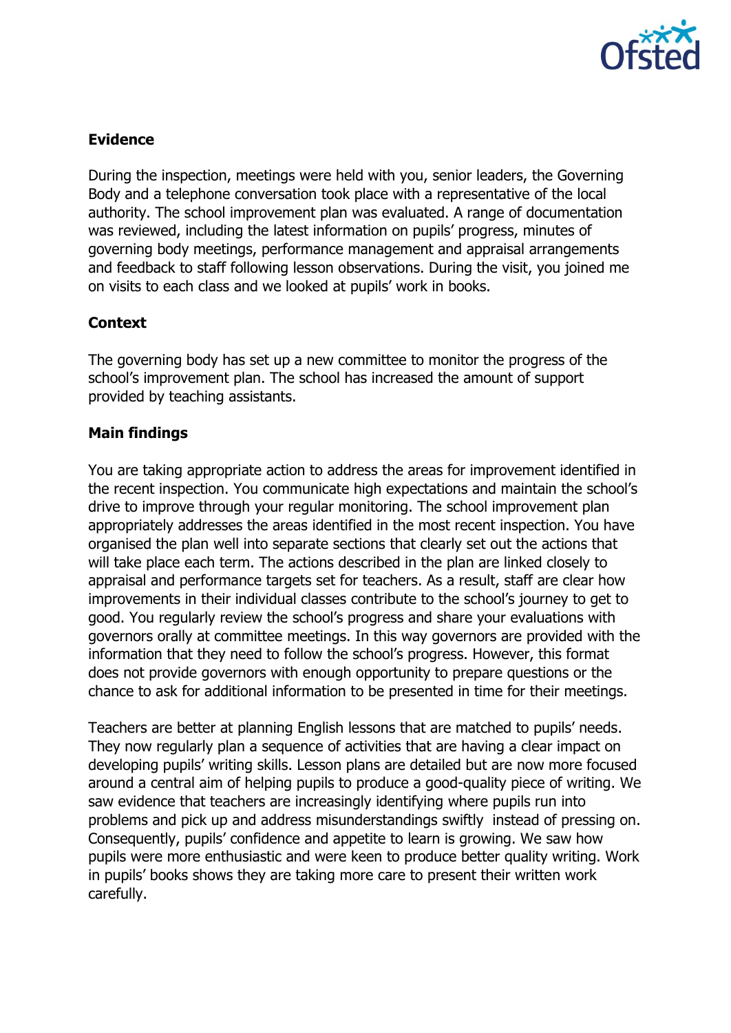## Evidence

During the inspection, meetings were held with you, senior leaders, the Governing Body and a telephone conversation took place with a representative of the local authority. The school improvement plan was evaluated. A range of documentation was reviewed, including the latest information on pupils' progress, minutes of governing body meetings, performance management and appraisal arrangements and feedback to staff following lesson observations. During the visit, you joined me on visits to each class and we looked at pupils' work in books.

## Context

The governing body has set up a new committee to monitor the progress of the school's improvement plan. The school has increased the amount of support provided by teaching assistants.

## Main findings

You are taking appropriate action to address the areas for improvement identified in the recent inspection. You communicate high expectations and maintain the school's drive to improve through your regular monitoring. The school improvement plan appropriately addresses the areas identified in the most recent inspection. You have organised the plan well into separate sections that clearly set out the actions that will take place each term. The actions described in the plan are linked closely to appraisal and performance targets set for teachers. As a result, staff are clear how improvements in their individual classes contribute to the school's journey to get to good. You regularly review the school's progress and share your evaluations with governors orally at committee meetings. In this way governors are provided with the information that they need to follow the school's progress. However, this format does not provide governors with enough opportunity to prepare questions or the chance to ask for additional information to be presented in time for their meetings.

Teachers are better at planning English lessons that are matched to pupils' needs. They now regularly plan a sequence of activities that are having a clear impact on developing pupils' writing skills. Lesson plans are detailed but are now more focused around a central aim of helping pupils to produce a good-quality piece of writing. We saw evidence that teachers are increasingly identifying where pupils run into problems and pick up and address misunderstandings swiftly instead of pressing on. Consequently, pupils' confidence and appetite to learn is growing. We saw how pupils were more enthusiastic and were keen to produce better quality writing. Work in pupils' books shows they are taking more care to present their written work carefully.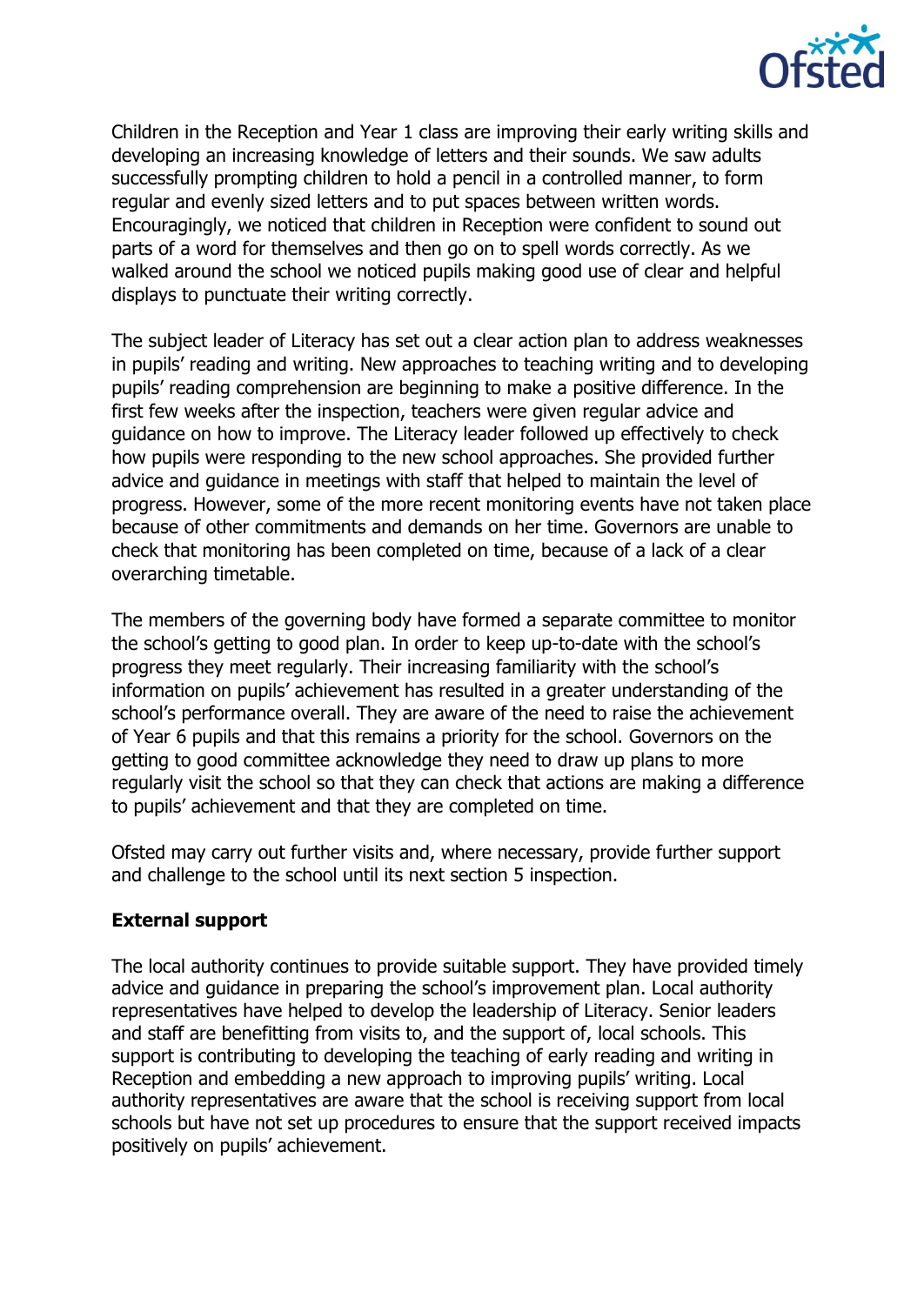Children in the Reception and Year 1 class are improving their early writing skills and developing an increasing knowledge of letters and their sounds. We saw adults successfully prompting children to hold a pencil in a controlled manner, to form regular and evenly sized letters and to put spaces between written words. Encouragingly, we noticed that children in Reception were confident to sound out parts of a word for themselves and then go on to spell words correctly. As we walked around the school we noticed pupils making good use of clear and helpful displays to punctuate their writing correctly.

The subject leader of Literacy has set out a clear action plan to address weaknesses in pupils' reading and writing. New approaches to teaching writing and to developing pupils' reading comprehension are beginning to make a positive difference. In the first few weeks after the inspection, teachers were given regular advice and guidance on how to improve. The Literacy leader followed up effectively to check how pupils were responding to the new school approaches. She provided further advice and guidance in meetings with staff that helped to maintain the level of progress. However, some of the more recent monitoring events have not taken place because of other commitments and demands on her time. Governors are unable to check that monitoring has been completed on time, because of a lack of a clear overarching timetable.

The members of the governing body have formed a separate committee to monitor the school's getting to good plan. In order to keep up-to-date with the school's progress they meet regularly. Their increasing familiarity with the school's information on pupils' achievement has resulted in a greater understanding of the school's performance overall. They are aware of the need to raise the achievement of Year 6 pupils and that this remains a priority for the school. Governors on the getting to good committee acknowledge they need to draw up plans to more regularly visit the school so that they can check that actions are making a difference to pupils' achievement and that they are completed on time.

Ofsted may carry out further visits and, where necessary, provide further support and challenge to the school until its next section 5 inspection.

**External support**

The local authority continues to provide suitable support. They have provided timely advice and guidance in preparing the school's improvement plan. Local authority representatives have helped to develop the leadership of Literacy. Senior leaders and staff are benefitting from visits to, and the support of, local schools. This support is contributing to developing the teaching of early reading and writing in Reception and embedding a new approach to improving pupils' writing. Local authority representatives are aware that the school is receiving support from local schools but have not set up procedures to ensure that the support received impacts positively on pupils' achievement.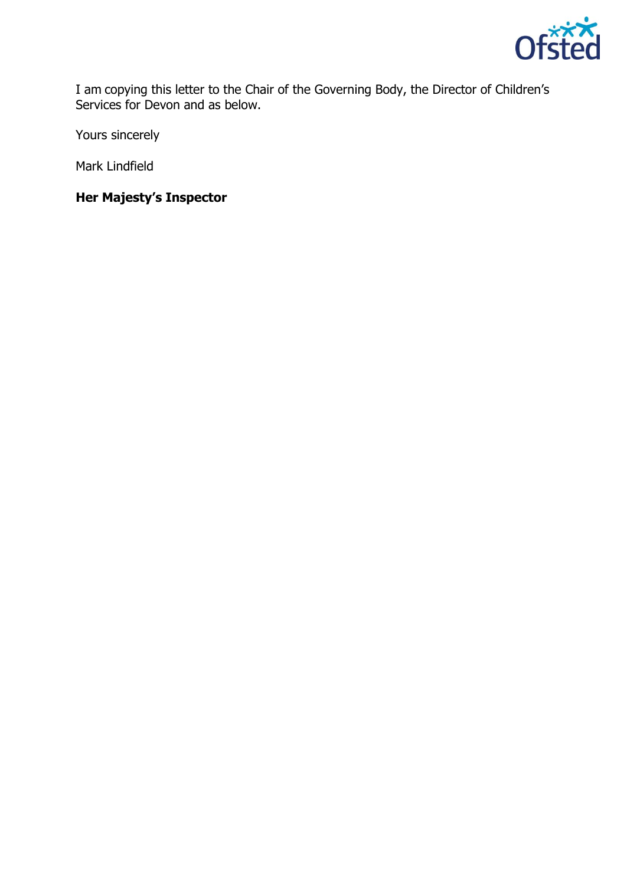I am copying this letter to the Chair of the Governing Body, the Director of Children's Services for Devon and as below.

Yours sincerely

Mark Lindfield

**Her Majesty's Inspector**